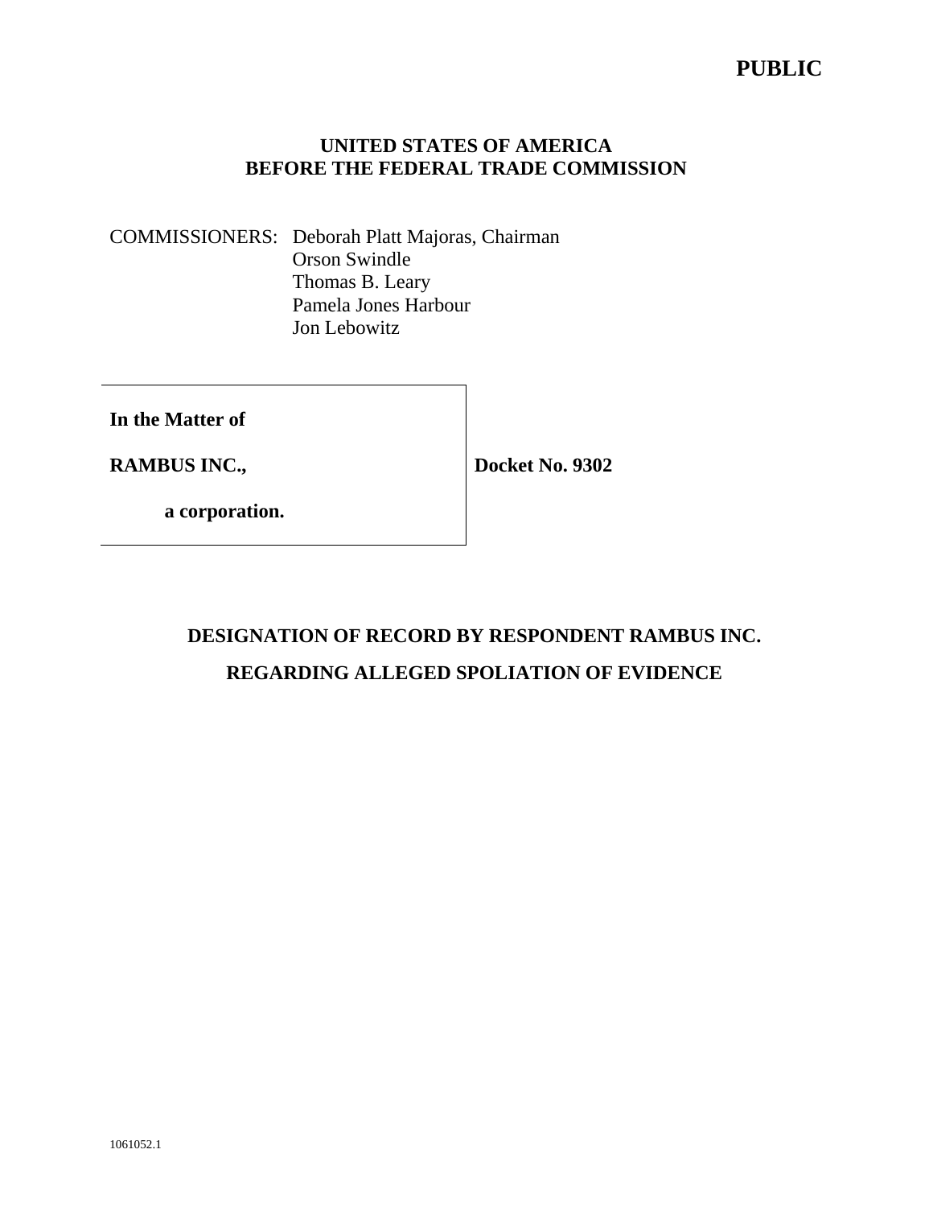**PUBLIC**

**UNITED STATES OF AMERICA**
**BEFORE THE FEDERAL TRADE COMMISSION**

COMMISSIONERS: Deborah Platt Majoras, Chairman
Orson Swindle
Thomas B. Leary
Pamela Jones Harbour
Jon Lebowitz

| | |
|---|---|
| **In the Matter of** <br><br> **RAMBUS INC.,** <br><br> **a corporation.** | **Docket No. 9302** |

**DESIGNATION OF RECORD BY RESPONDENT RAMBUS INC.**

**REGARDING ALLEGED SPOLIATION OF EVIDENCE**

1061052.1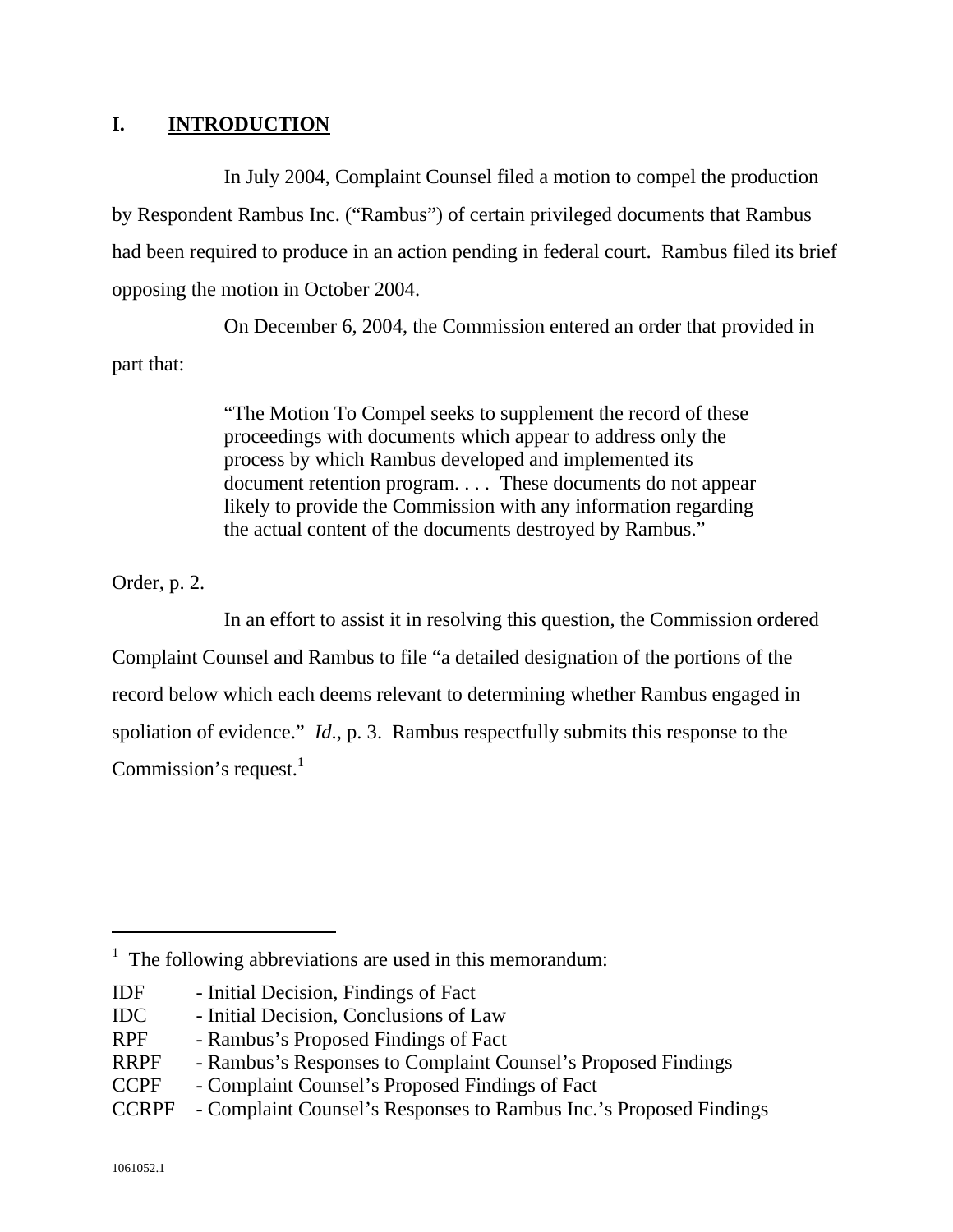## I. INTRODUCTION

In July 2004, Complaint Counsel filed a motion to compel the production by Respondent Rambus Inc. ("Rambus") of certain privileged documents that Rambus had been required to produce in an action pending in federal court. Rambus filed its brief opposing the motion in October 2004.

On December 6, 2004, the Commission entered an order that provided in part that:

> "The Motion To Compel seeks to supplement the record of these proceedings with documents which appear to address only the process by which Rambus developed and implemented its document retention program. . . . These documents do not appear likely to provide the Commission with any information regarding the actual content of the documents destroyed by Rambus."

Order, p. 2.

In an effort to assist it in resolving this question, the Commission ordered Complaint Counsel and Rambus to file "a detailed designation of the portions of the record below which each deems relevant to determining whether Rambus engaged in spoliation of evidence." *Id.*, p. 3. Rambus respectfully submits this response to the Commission's request.[1]

---

[1] The following abbreviations are used in this memorandum:

| | |
|---|---|
| IDF | - Initial Decision, Findings of Fact |
| IDC | - Initial Decision, Conclusions of Law |
| RPF | - Rambus's Proposed Findings of Fact |
| RRPF | - Rambus's Responses to Complaint Counsel's Proposed Findings |
| CCPF | - Complaint Counsel's Proposed Findings of Fact |
| CCRPF | - Complaint Counsel's Responses to Rambus Inc.'s Proposed Findings |

1061052.1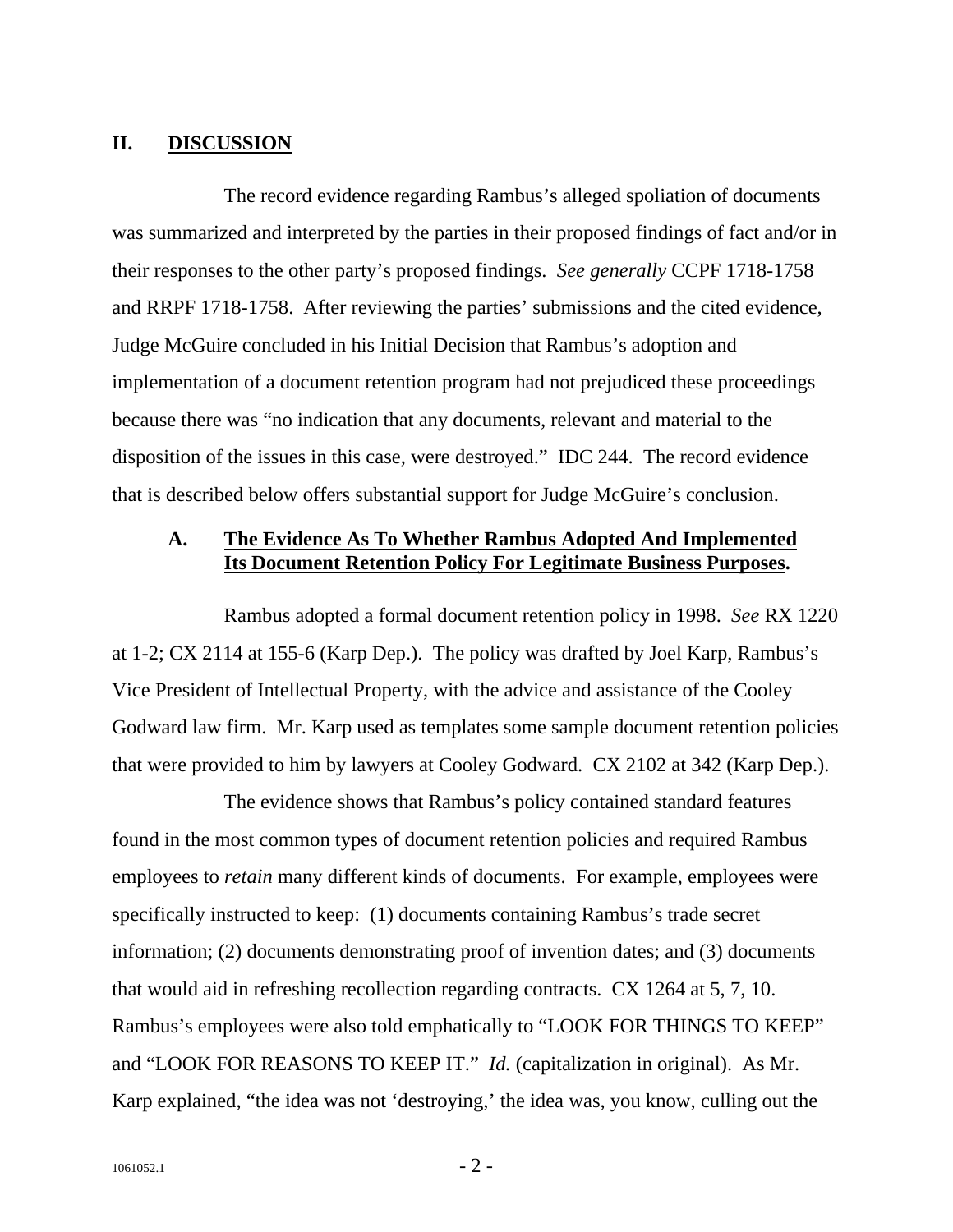## II. DISCUSSION

The record evidence regarding Rambus's alleged spoliation of documents was summarized and interpreted by the parties in their proposed findings of fact and/or in their responses to the other party's proposed findings. *See generally* CCPF 1718-1758 and RRPF 1718-1758. After reviewing the parties' submissions and the cited evidence, Judge McGuire concluded in his Initial Decision that Rambus's adoption and implementation of a document retention program had not prejudiced these proceedings because there was "no indication that any documents, relevant and material to the disposition of the issues in this case, were destroyed." IDC 244. The record evidence that is described below offers substantial support for Judge McGuire's conclusion.

### A. The Evidence As To Whether Rambus Adopted And Implemented Its Document Retention Policy For Legitimate Business Purposes.

Rambus adopted a formal document retention policy in 1998. *See* RX 1220 at 1-2; CX 2114 at 155-6 (Karp Dep.). The policy was drafted by Joel Karp, Rambus's Vice President of Intellectual Property, with the advice and assistance of the Cooley Godward law firm. Mr. Karp used as templates some sample document retention policies that were provided to him by lawyers at Cooley Godward. CX 2102 at 342 (Karp Dep.).

The evidence shows that Rambus's policy contained standard features found in the most common types of document retention policies and required Rambus employees to *retain* many different kinds of documents. For example, employees were specifically instructed to keep: (1) documents containing Rambus's trade secret information; (2) documents demonstrating proof of invention dates; and (3) documents that would aid in refreshing recollection regarding contracts. CX 1264 at 5, 7, 10. Rambus's employees were also told emphatically to "LOOK FOR THINGS TO KEEP" and "LOOK FOR REASONS TO KEEP IT." *Id.* (capitalization in original). As Mr. Karp explained, "the idea was not 'destroying,' the idea was, you know, culling out the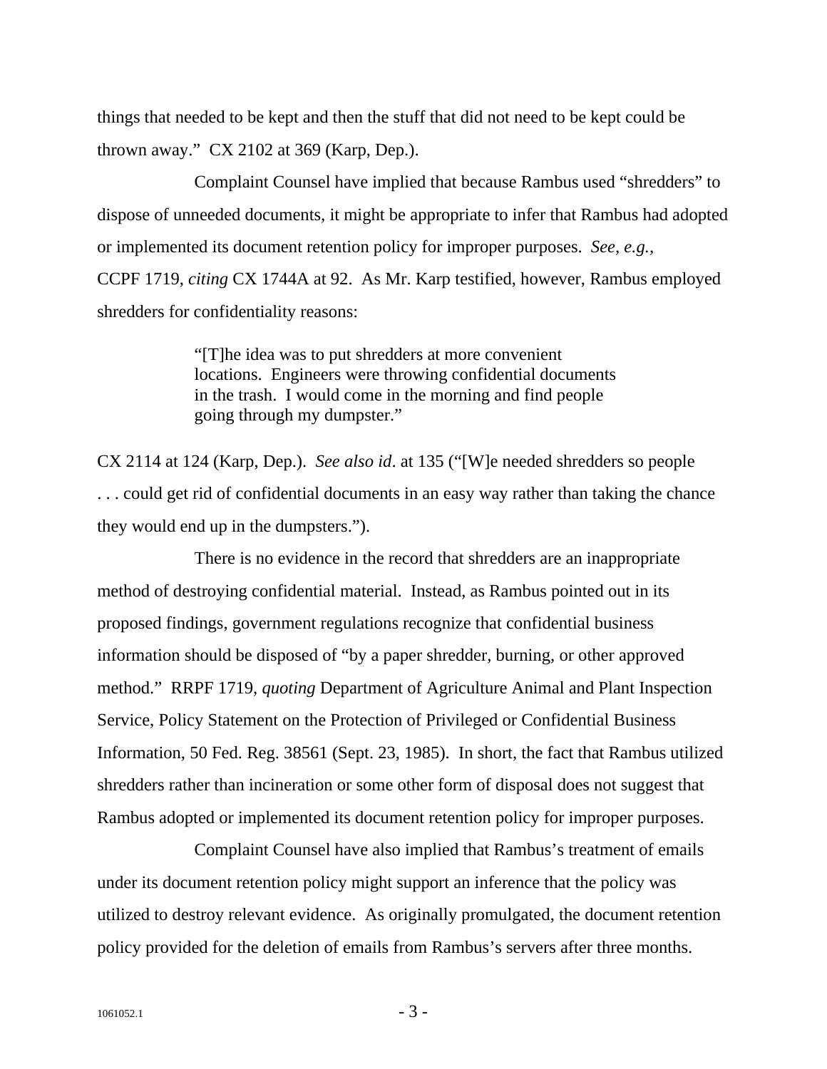things that needed to be kept and then the stuff that did not need to be kept could be thrown away." CX 2102 at 369 (Karp, Dep.).

Complaint Counsel have implied that because Rambus used "shredders" to dispose of unneeded documents, it might be appropriate to infer that Rambus had adopted or implemented its document retention policy for improper purposes. *See, e.g.,* CCPF 1719, *citing* CX 1744A at 92. As Mr. Karp testified, however, Rambus employed shredders for confidentiality reasons:

> "[T]he idea was to put shredders at more convenient locations. Engineers were throwing confidential documents in the trash. I would come in the morning and find people going through my dumpster."

CX 2114 at 124 (Karp, Dep.). *See also id*. at 135 ("[W]e needed shredders so people . . . could get rid of confidential documents in an easy way rather than taking the chance they would end up in the dumpsters.").

There is no evidence in the record that shredders are an inappropriate method of destroying confidential material. Instead, as Rambus pointed out in its proposed findings, government regulations recognize that confidential business information should be disposed of "by a paper shredder, burning, or other approved method." RRPF 1719, *quoting* Department of Agriculture Animal and Plant Inspection Service, Policy Statement on the Protection of Privileged or Confidential Business Information, 50 Fed. Reg. 38561 (Sept. 23, 1985). In short, the fact that Rambus utilized shredders rather than incineration or some other form of disposal does not suggest that Rambus adopted or implemented its document retention policy for improper purposes.

Complaint Counsel have also implied that Rambus's treatment of emails under its document retention policy might support an inference that the policy was utilized to destroy relevant evidence. As originally promulgated, the document retention policy provided for the deletion of emails from Rambus's servers after three months.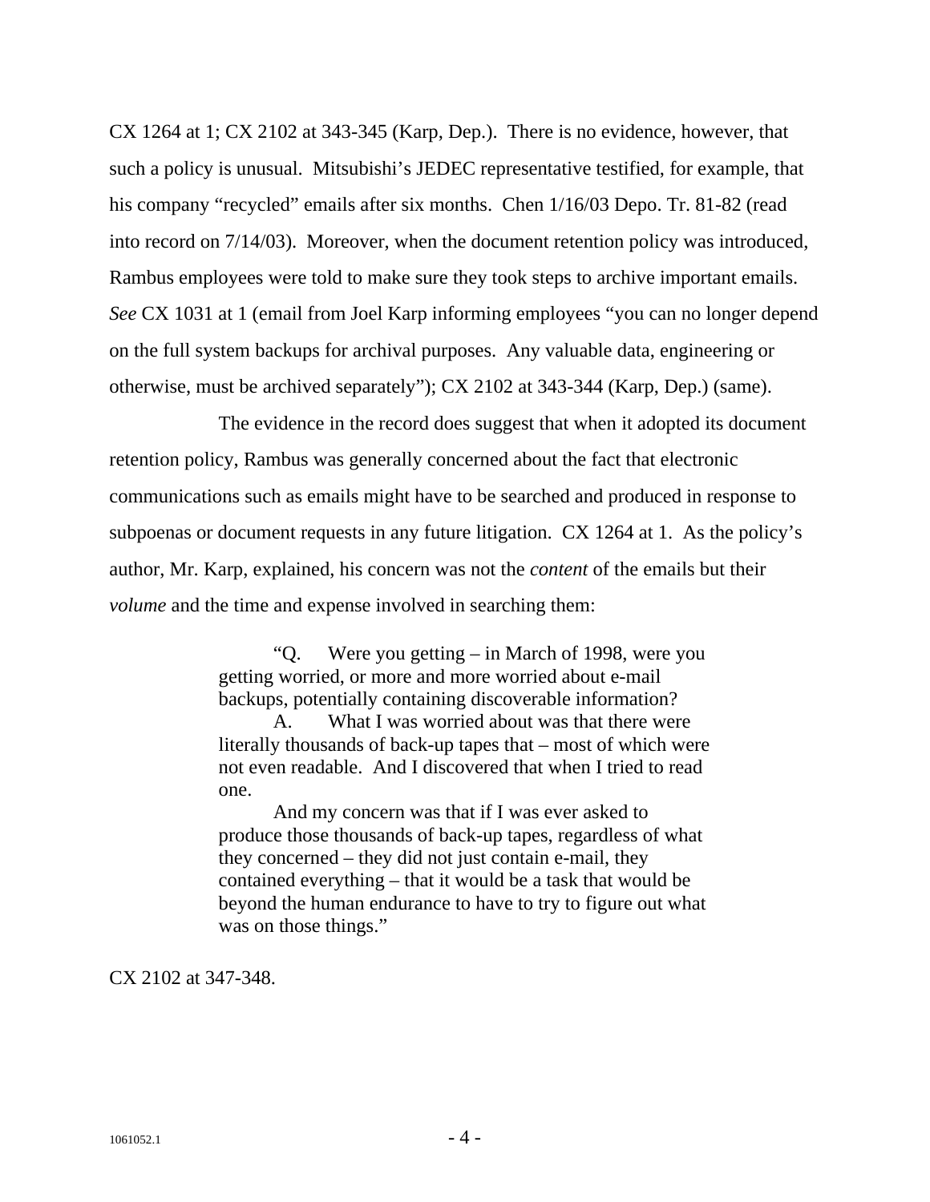CX 1264 at 1; CX 2102 at 343-345 (Karp, Dep.). There is no evidence, however, that such a policy is unusual. Mitsubishi's JEDEC representative testified, for example, that his company "recycled" emails after six months. Chen 1/16/03 Depo. Tr. 81-82 (read into record on 7/14/03). Moreover, when the document retention policy was introduced, Rambus employees were told to make sure they took steps to archive important emails. *See* CX 1031 at 1 (email from Joel Karp informing employees "you can no longer depend on the full system backups for archival purposes. Any valuable data, engineering or otherwise, must be archived separately"); CX 2102 at 343-344 (Karp, Dep.) (same).

The evidence in the record does suggest that when it adopted its document retention policy, Rambus was generally concerned about the fact that electronic communications such as emails might have to be searched and produced in response to subpoenas or document requests in any future litigation. CX 1264 at 1. As the policy's author, Mr. Karp, explained, his concern was not the *content* of the emails but their *volume* and the time and expense involved in searching them:

> "Q. Were you getting – in March of 1998, were you getting worried, or more and more worried about e-mail backups, potentially containing discoverable information?
>
> A. What I was worried about was that there were literally thousands of back-up tapes that – most of which were not even readable. And I discovered that when I tried to read one.
>
> And my concern was that if I was ever asked to produce those thousands of back-up tapes, regardless of what they concerned – they did not just contain e-mail, they contained everything – that it would be a task that would be beyond the human endurance to have to try to figure out what was on those things."

CX 2102 at 347-348.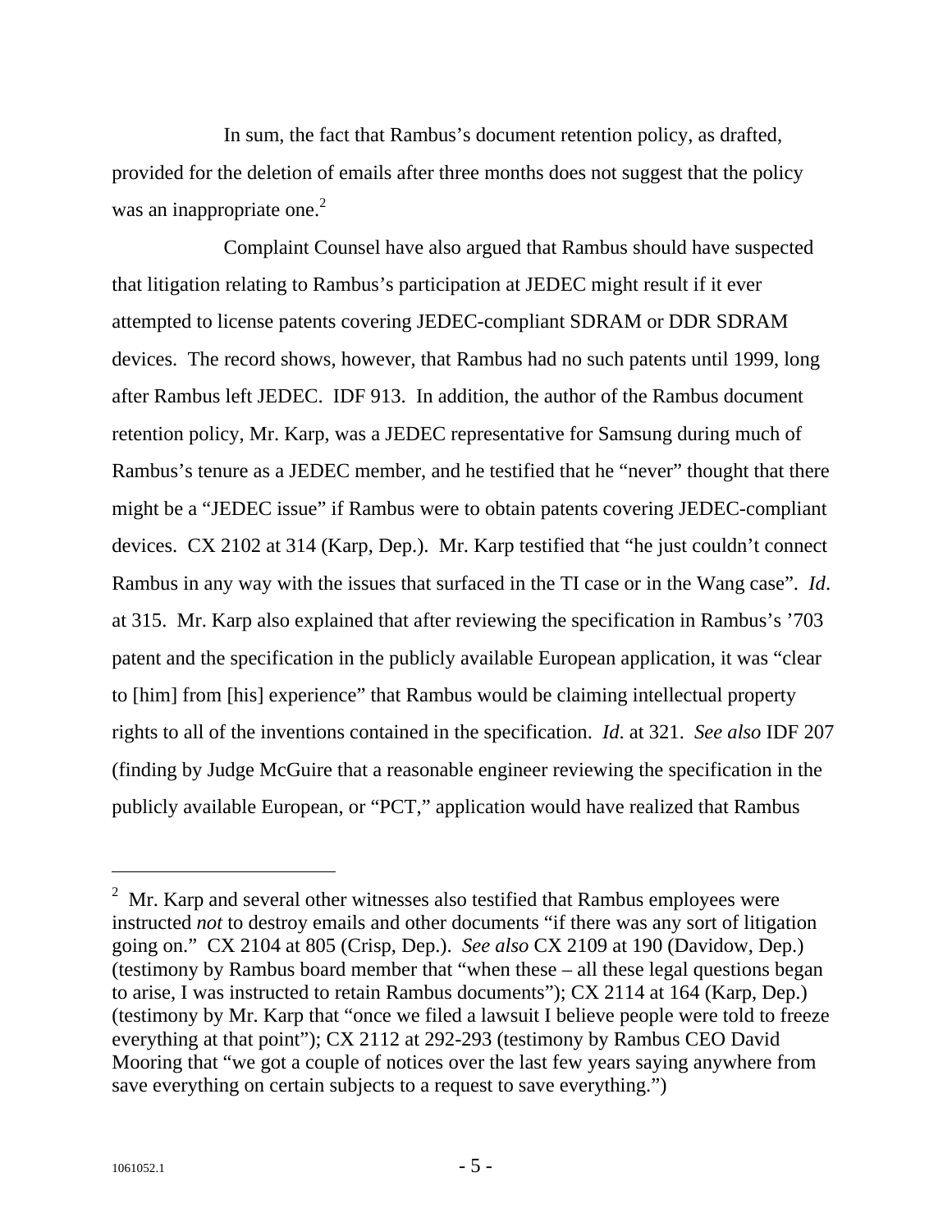In sum, the fact that Rambus's document retention policy, as drafted, provided for the deletion of emails after three months does not suggest that the policy was an inappropriate one.[2]

Complaint Counsel have also argued that Rambus should have suspected that litigation relating to Rambus's participation at JEDEC might result if it ever attempted to license patents covering JEDEC-compliant SDRAM or DDR SDRAM devices. The record shows, however, that Rambus had no such patents until 1999, long after Rambus left JEDEC. IDF 913. In addition, the author of the Rambus document retention policy, Mr. Karp, was a JEDEC representative for Samsung during much of Rambus's tenure as a JEDEC member, and he testified that he "never" thought that there might be a "JEDEC issue" if Rambus were to obtain patents covering JEDEC-compliant devices. CX 2102 at 314 (Karp, Dep.). Mr. Karp testified that "he just couldn't connect Rambus in any way with the issues that surfaced in the TI case or in the Wang case". *Id*. at 315. Mr. Karp also explained that after reviewing the specification in Rambus's '703 patent and the specification in the publicly available European application, it was "clear to [him] from [his] experience" that Rambus would be claiming intellectual property rights to all of the inventions contained in the specification. *Id*. at 321. *See also* IDF 207 (finding by Judge McGuire that a reasonable engineer reviewing the specification in the publicly available European, or "PCT," application would have realized that Rambus

---

[2] Mr. Karp and several other witnesses also testified that Rambus employees were instructed *not* to destroy emails and other documents "if there was any sort of litigation going on." CX 2104 at 805 (Crisp, Dep.). *See also* CX 2109 at 190 (Davidow, Dep.) (testimony by Rambus board member that "when these – all these legal questions began to arise, I was instructed to retain Rambus documents"); CX 2114 at 164 (Karp, Dep.) (testimony by Mr. Karp that "once we filed a lawsuit I believe people were told to freeze everything at that point"); CX 2112 at 292-293 (testimony by Rambus CEO David Mooring that "we got a couple of notices over the last few years saying anywhere from save everything on certain subjects to a request to save everything.")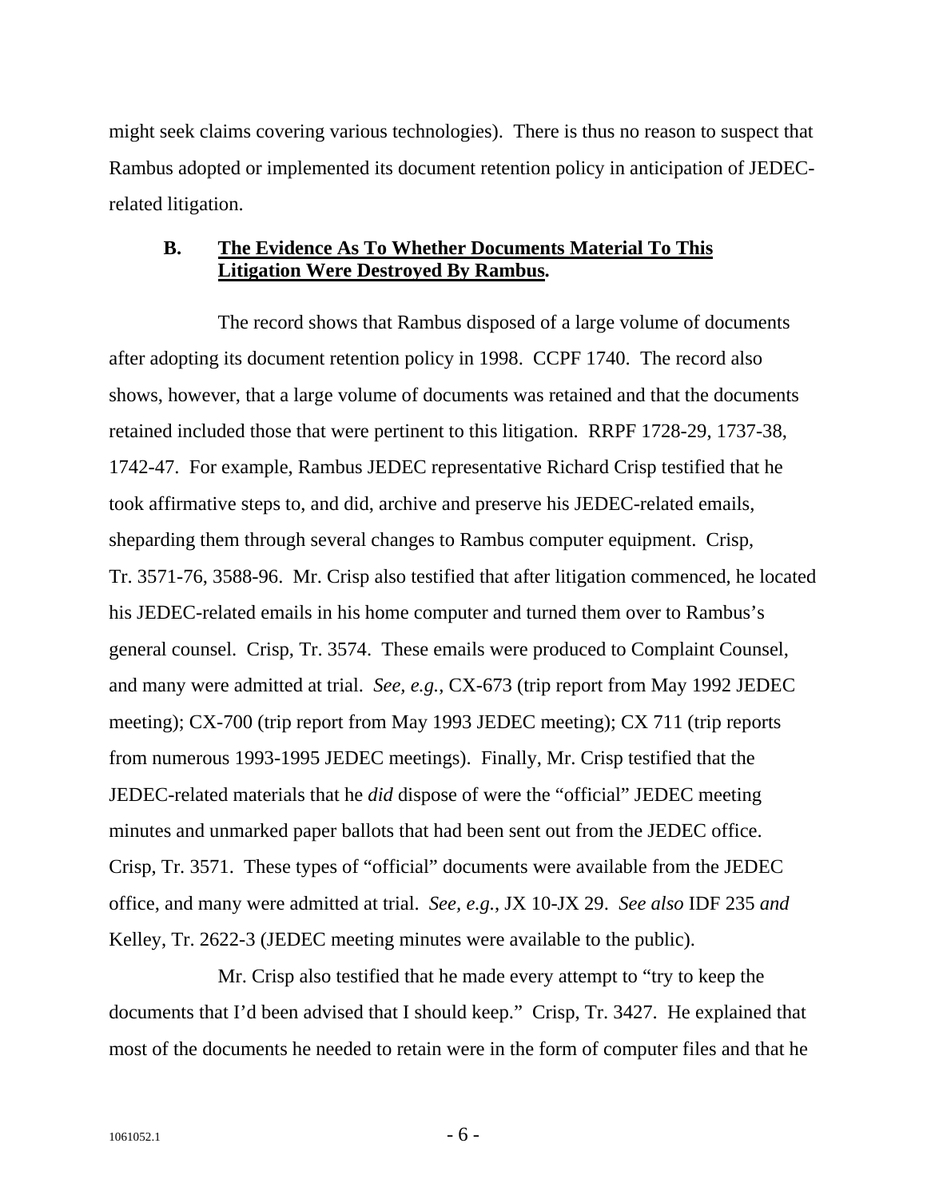might seek claims covering various technologies). There is thus no reason to suspect that Rambus adopted or implemented its document retention policy in anticipation of JEDEC-related litigation.

### B. **The Evidence As To Whether Documents Material To This Litigation Were Destroyed By Rambus.**

The record shows that Rambus disposed of a large volume of documents after adopting its document retention policy in 1998. CCPF 1740. The record also shows, however, that a large volume of documents was retained and that the documents retained included those that were pertinent to this litigation. RRPF 1728-29, 1737-38, 1742-47. For example, Rambus JEDEC representative Richard Crisp testified that he took affirmative steps to, and did, archive and preserve his JEDEC-related emails, sheparding them through several changes to Rambus computer equipment. Crisp, Tr. 3571-76, 3588-96. Mr. Crisp also testified that after litigation commenced, he located his JEDEC-related emails in his home computer and turned them over to Rambus's general counsel. Crisp, Tr. 3574. These emails were produced to Complaint Counsel, and many were admitted at trial. *See, e.g.*, CX-673 (trip report from May 1992 JEDEC meeting); CX-700 (trip report from May 1993 JEDEC meeting); CX 711 (trip reports from numerous 1993-1995 JEDEC meetings). Finally, Mr. Crisp testified that the JEDEC-related materials that he *did* dispose of were the "official" JEDEC meeting minutes and unmarked paper ballots that had been sent out from the JEDEC office. Crisp, Tr. 3571. These types of "official" documents were available from the JEDEC office, and many were admitted at trial. *See, e.g.*, JX 10-JX 29. *See also* IDF 235 *and* Kelley, Tr. 2622-3 (JEDEC meeting minutes were available to the public).

Mr. Crisp also testified that he made every attempt to "try to keep the documents that I'd been advised that I should keep." Crisp, Tr. 3427. He explained that most of the documents he needed to retain were in the form of computer files and that he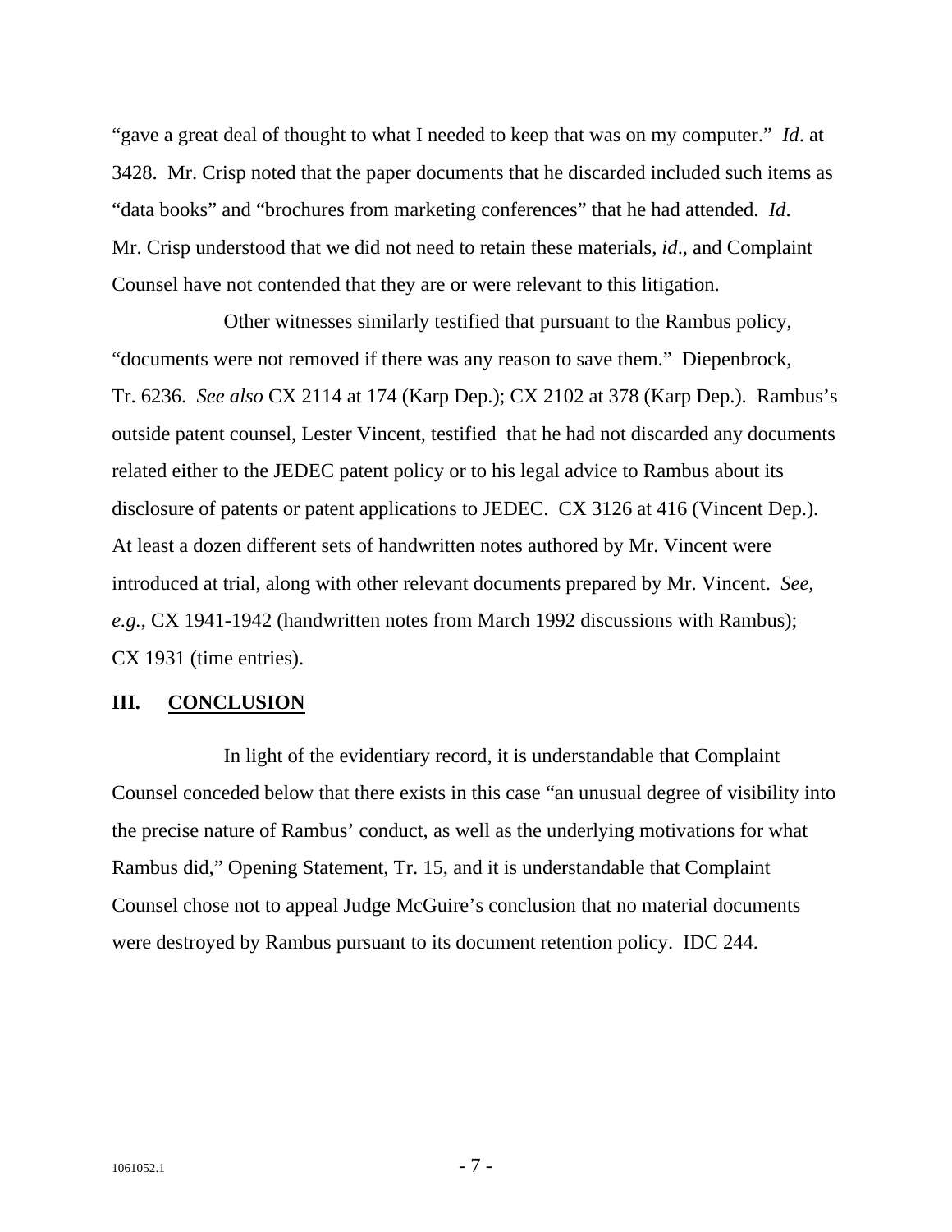"gave a great deal of thought to what I needed to keep that was on my computer." *Id*. at 3428. Mr. Crisp noted that the paper documents that he discarded included such items as "data books" and "brochures from marketing conferences" that he had attended. *Id*. Mr. Crisp understood that we did not need to retain these materials, *id*., and Complaint Counsel have not contended that they are or were relevant to this litigation.

Other witnesses similarly testified that pursuant to the Rambus policy, "documents were not removed if there was any reason to save them." Diepenbrock, Tr. 6236. *See also* CX 2114 at 174 (Karp Dep.); CX 2102 at 378 (Karp Dep.). Rambus's outside patent counsel, Lester Vincent, testified that he had not discarded any documents related either to the JEDEC patent policy or to his legal advice to Rambus about its disclosure of patents or patent applications to JEDEC. CX 3126 at 416 (Vincent Dep.). At least a dozen different sets of handwritten notes authored by Mr. Vincent were introduced at trial, along with other relevant documents prepared by Mr. Vincent. *See, e.g.*, CX 1941-1942 (handwritten notes from March 1992 discussions with Rambus); CX 1931 (time entries).

## III. CONCLUSION

In light of the evidentiary record, it is understandable that Complaint Counsel conceded below that there exists in this case "an unusual degree of visibility into the precise nature of Rambus' conduct, as well as the underlying motivations for what Rambus did," Opening Statement, Tr. 15, and it is understandable that Complaint Counsel chose not to appeal Judge McGuire's conclusion that no material documents were destroyed by Rambus pursuant to its document retention policy. IDC 244.

1061052.1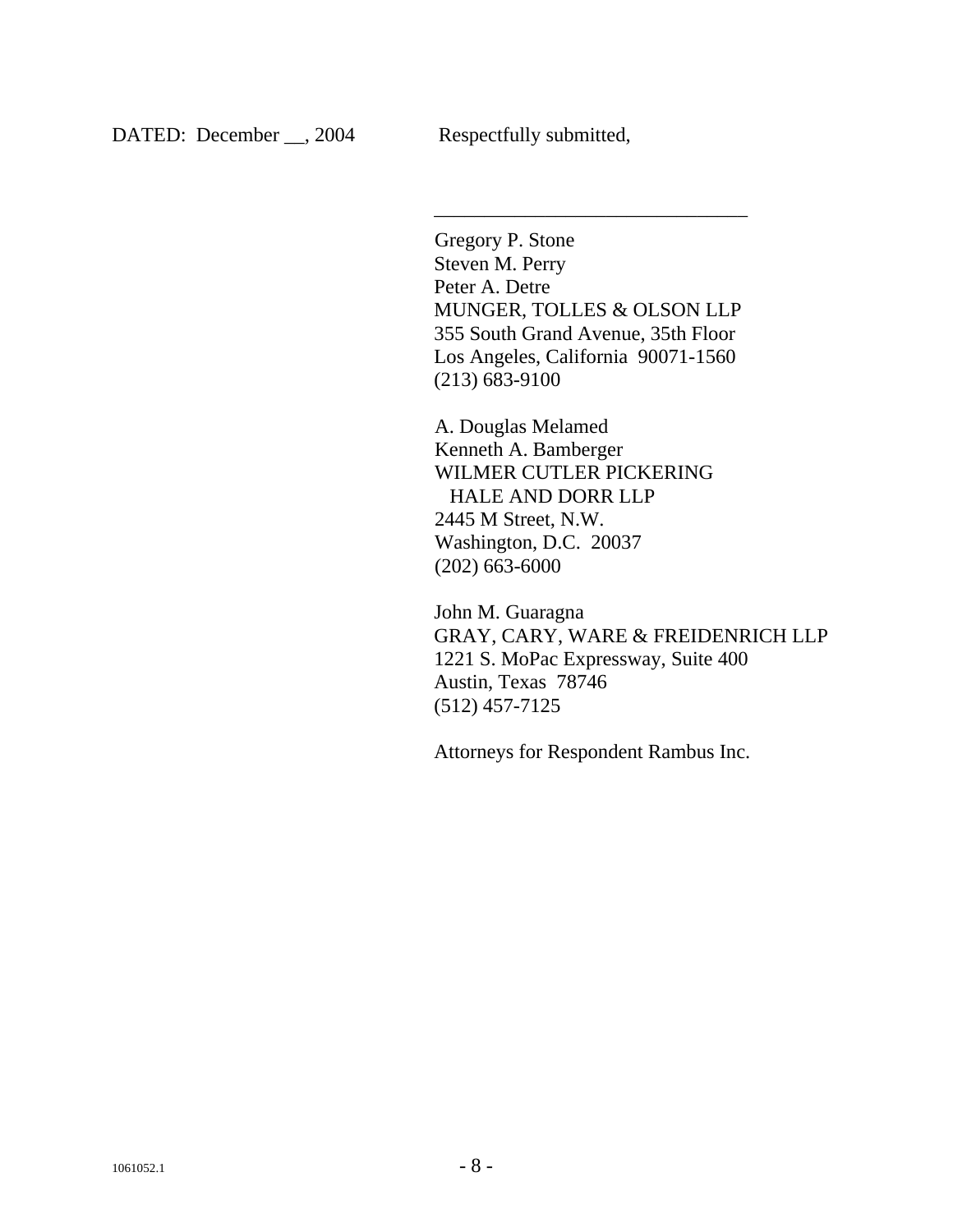DATED: December __, 2004

Respectfully submitted,

_______________________________

Gregory P. Stone
Steven M. Perry
Peter A. Detre
MUNGER, TOLLES & OLSON LLP
355 South Grand Avenue, 35th Floor
Los Angeles, California 90071-1560
(213) 683-9100

A. Douglas Melamed
Kenneth A. Bamberger
WILMER CUTLER PICKERING
HALE AND DORR LLP
2445 M Street, N.W.
Washington, D.C. 20037
(202) 663-6000

John M. Guaragna
GRAY, CARY, WARE & FREIDENRICH LLP
1221 S. MoPac Expressway, Suite 400
Austin, Texas 78746
(512) 457-7125

Attorneys for Respondent Rambus Inc.

1061052.1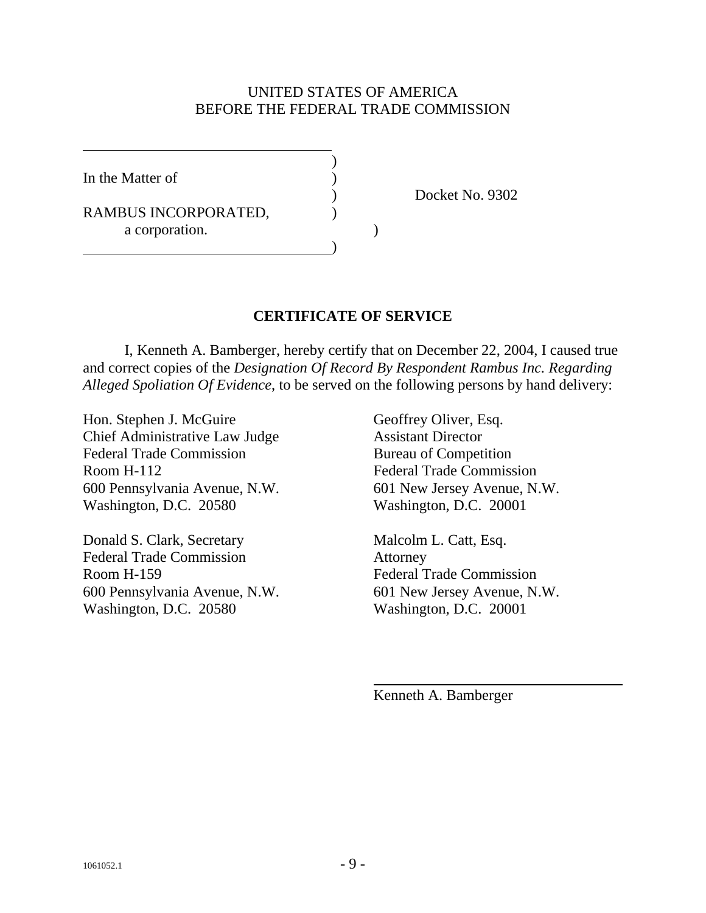UNITED STATES OF AMERICA
BEFORE THE FEDERAL TRADE COMMISSION

| | | |
|---|---|---|
| In the Matter of | ) | |
| | ) | Docket No. 9302 |
| RAMBUS INCORPORATED, | ) | |
| a corporation. | ) | |
| | ) | |

## CERTIFICATE OF SERVICE

I, Kenneth A. Bamberger, hereby certify that on December 22, 2004, I caused true and correct copies of the *Designation Of Record By Respondent Rambus Inc. Regarding Alleged Spoliation Of Evidence*, to be served on the following persons by hand delivery:

Hon. Stephen J. McGuire
Chief Administrative Law Judge
Federal Trade Commission
Room H-112
600 Pennsylvania Avenue, N.W.
Washington, D.C. 20580

Donald S. Clark, Secretary
Federal Trade Commission
Room H-159
600 Pennsylvania Avenue, N.W.
Washington, D.C. 20580

Geoffrey Oliver, Esq.
Assistant Director
Bureau of Competition
Federal Trade Commission
601 New Jersey Avenue, N.W.
Washington, D.C. 20001

Malcolm L. Catt, Esq.
Attorney
Federal Trade Commission
601 New Jersey Avenue, N.W.
Washington, D.C. 20001

Kenneth A. Bamberger

1061052.1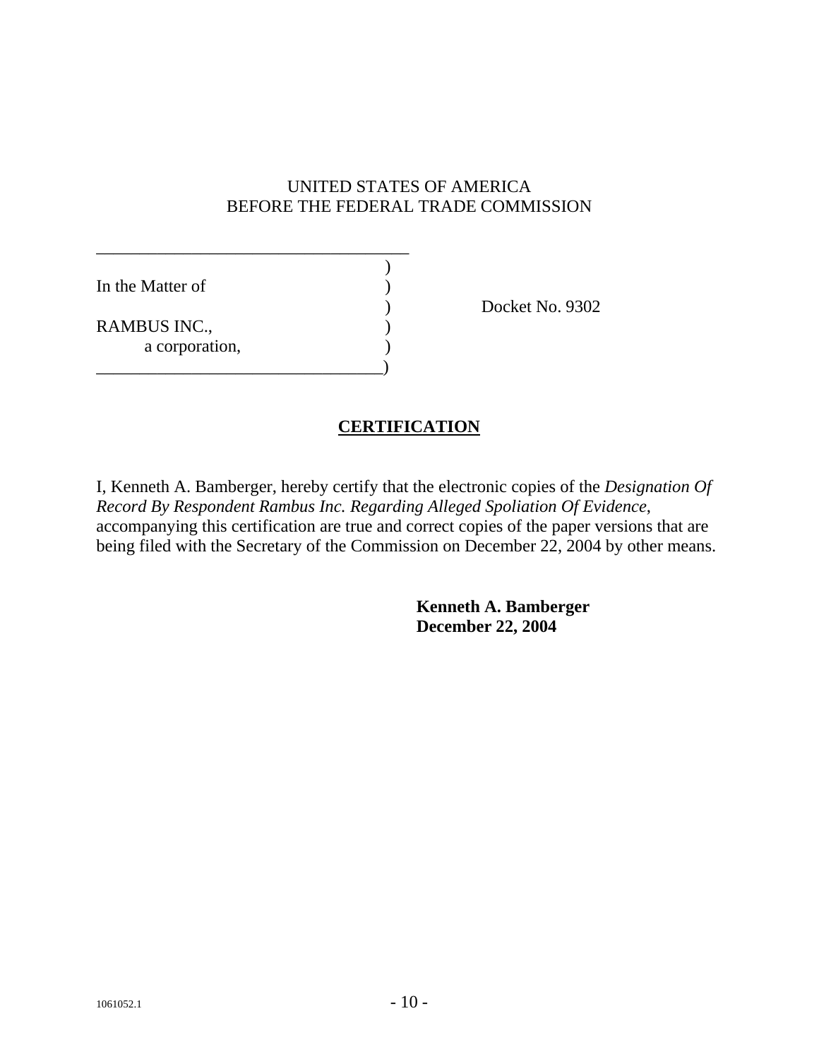UNITED STATES OF AMERICA
BEFORE THE FEDERAL TRADE COMMISSION

| | |
|---|---|
| In the Matter of<br><br>RAMBUS INC.,<br>a corporation, | Docket No. 9302 |

# CERTIFICATION

I, Kenneth A. Bamberger, hereby certify that the electronic copies of the *Designation Of Record By Respondent Rambus Inc. Regarding Alleged Spoliation Of Evidence*, accompanying this certification are true and correct copies of the paper versions that are being filed with the Secretary of the Commission on December 22, 2004 by other means.

**Kenneth A. Bamberger**
**December 22, 2004**

1061052.1